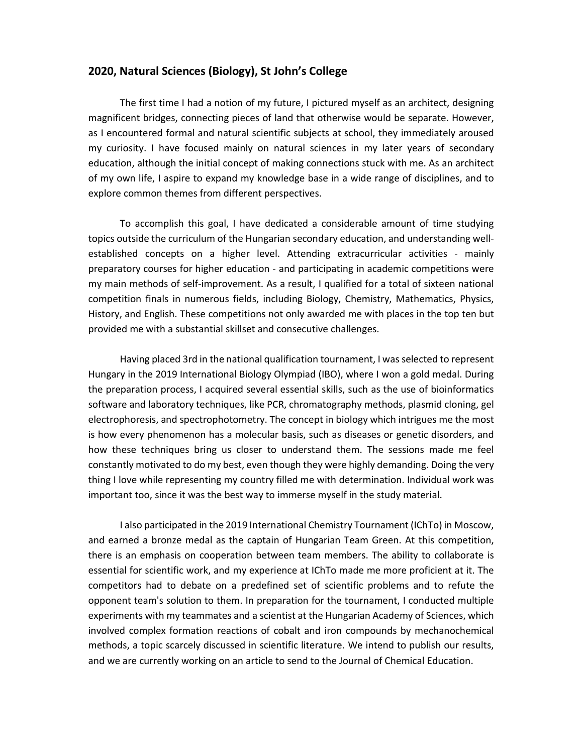## 2020, Natural Sciences (Biology), St John's College

The first time I had a notion of my future, I pictured myself as an architect, designing magnificent bridges, connecting pieces of land that otherwise would be separate. However, as I encountered formal and natural scientific subjects at school, they immediately aroused my curiosity. I have focused mainly on natural sciences in my later years of secondary education, although the initial concept of making connections stuck with me. As an architect of my own life, I aspire to expand my knowledge base in a wide range of disciplines, and to explore common themes from different perspectives.

To accomplish this goal, I have dedicated a considerable amount of time studying topics outside the curriculum of the Hungarian secondary education, and understanding well-established concepts on a higher level. Attending extracurricular activities - mainly preparatory courses for higher education - and participating in academic competitions were my main methods of self-improvement. As a result, I qualified for a total of sixteen national competition finals in numerous fields, including Biology, Chemistry, Mathematics, Physics, History, and English. These competitions not only awarded me with places in the top ten but provided me with a substantial skillset and consecutive challenges.

Having placed 3rd in the national qualification tournament, I was selected to represent Hungary in the 2019 International Biology Olympiad (IBO), where I won a gold medal. During the preparation process, I acquired several essential skills, such as the use of bioinformatics software and laboratory techniques, like PCR, chromatography methods, plasmid cloning, gel electrophoresis, and spectrophotometry. The concept in biology which intrigues me the most is how every phenomenon has a molecular basis, such as diseases or genetic disorders, and how these techniques bring us closer to understand them. The sessions made me feel constantly motivated to do my best, even though they were highly demanding. Doing the very thing I love while representing my country filled me with determination. Individual work was important too, since it was the best way to immerse myself in the study material.

I also participated in the 2019 International Chemistry Tournament (IChTo) in Moscow, and earned a bronze medal as the captain of Hungarian Team Green. At this competition, there is an emphasis on cooperation between team members. The ability to collaborate is essential for scientific work, and my experience at IChTo made me more proficient at it. The competitors had to debate on a predefined set of scientific problems and to refute the opponent team's solution to them. In preparation for the tournament, I conducted multiple experiments with my teammates and a scientist at the Hungarian Academy of Sciences, which involved complex formation reactions of cobalt and iron compounds by mechanochemical methods, a topic scarcely discussed in scientific literature. We intend to publish our results, and we are currently working on an article to send to the Journal of Chemical Education.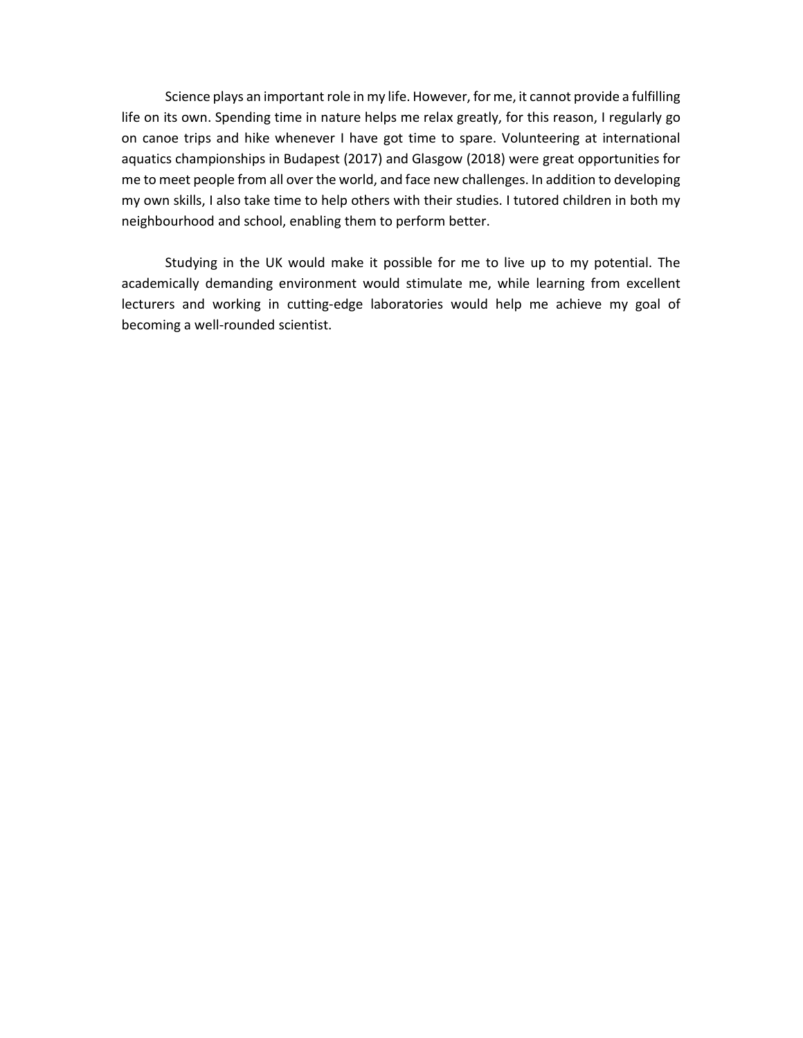Science plays an important role in my life. However, for me, it cannot provide a fulfilling life on its own. Spending time in nature helps me relax greatly, for this reason, I regularly go on canoe trips and hike whenever I have got time to spare. Volunteering at international aquatics championships in Budapest (2017) and Glasgow (2018) were great opportunities for me to meet people from all over the world, and face new challenges. In addition to developing my own skills, I also take time to help others with their studies. I tutored children in both my neighbourhood and school, enabling them to perform better.

Studying in the UK would make it possible for me to live up to my potential. The academically demanding environment would stimulate me, while learning from excellent lecturers and working in cutting-edge laboratories would help me achieve my goal of becoming a well-rounded scientist.